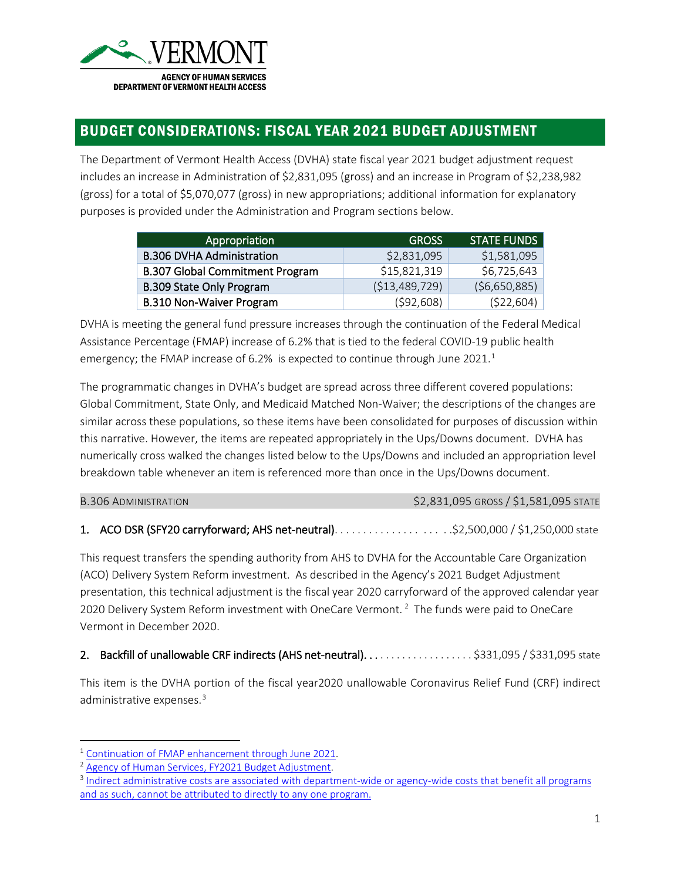VERMONT

AGENCY OF HUMAN SERVICES
DEPARTMENT OF VERMONT HEALTH ACCESS

# BUDGET CONSIDERATIONS: FISCAL YEAR 2021 BUDGET ADJUSTMENT

The Department of Vermont Health Access (DVHA) state fiscal year 2021 budget adjustment request includes an increase in Administration of $2,831,095 (gross) and an increase in Program of $2,238,982 (gross) for a total of $5,070,077 (gross) in new appropriations; additional information for explanatory purposes is provided under the Administration and Program sections below.

| Appropriation | GROSS | STATE FUNDS |
|---|---|---|
| B.306 DVHA Administration | $2,831,095 | $1,581,095 |
| B.307 Global Commitment Program | $15,821,319 | $6,725,643 |
| B.309 State Only Program | ($13,489,729) | ($6,650,885) |
| B.310 Non-Waiver Program | ($92,608) | ($22,604) |

DVHA is meeting the general fund pressure increases through the continuation of the Federal Medical Assistance Percentage (FMAP) increase of 6.2% that is tied to the federal COVID-19 public health emergency; the FMAP increase of 6.2% is expected to continue through June 2021.[1]

The programmatic changes in DVHA's budget are spread across three different covered populations: Global Commitment, State Only, and Medicaid Matched Non-Waiver; the descriptions of the changes are similar across these populations, so these items have been consolidated for purposes of discussion within this narrative. However, the items are repeated appropriately in the Ups/Downs document. DVHA has numerically cross walked the changes listed below to the Ups/Downs and included an appropriation level breakdown table whenever an item is referenced more than once in the Ups/Downs document.

## B.306 ADMINISTRATION — $2,831,095 GROSS / $1,581,095 STATE

**1. ACO DSR (SFY20 carryforward; AHS net-neutral)**. . . . . . . . . . . . . . . . . . . . . .$2,500,000 / $1,250,000 state

This request transfers the spending authority from AHS to DVHA for the Accountable Care Organization (ACO) Delivery System Reform investment. As described in the Agency's 2021 Budget Adjustment presentation, this technical adjustment is the fiscal year 2020 carryforward of the approved calendar year 2020 Delivery System Reform investment with OneCare Vermont.[2] The funds were paid to OneCare Vermont in December 2020.

**2. Backfill of unallowable CRF indirects (AHS net-neutral).** . . . . . . . . . . . . . . . . . . . $331,095 / $331,095 state

This item is the DVHA portion of the fiscal year2020 unallowable Coronavirus Relief Fund (CRF) indirect administrative expenses.[3]

---

[1] Continuation of FMAP enhancement through June 2021.

[2] Agency of Human Services, FY2021 Budget Adjustment.

[3] Indirect administrative costs are associated with department-wide or agency-wide costs that benefit all programs and as such, cannot be attributed to directly to any one program.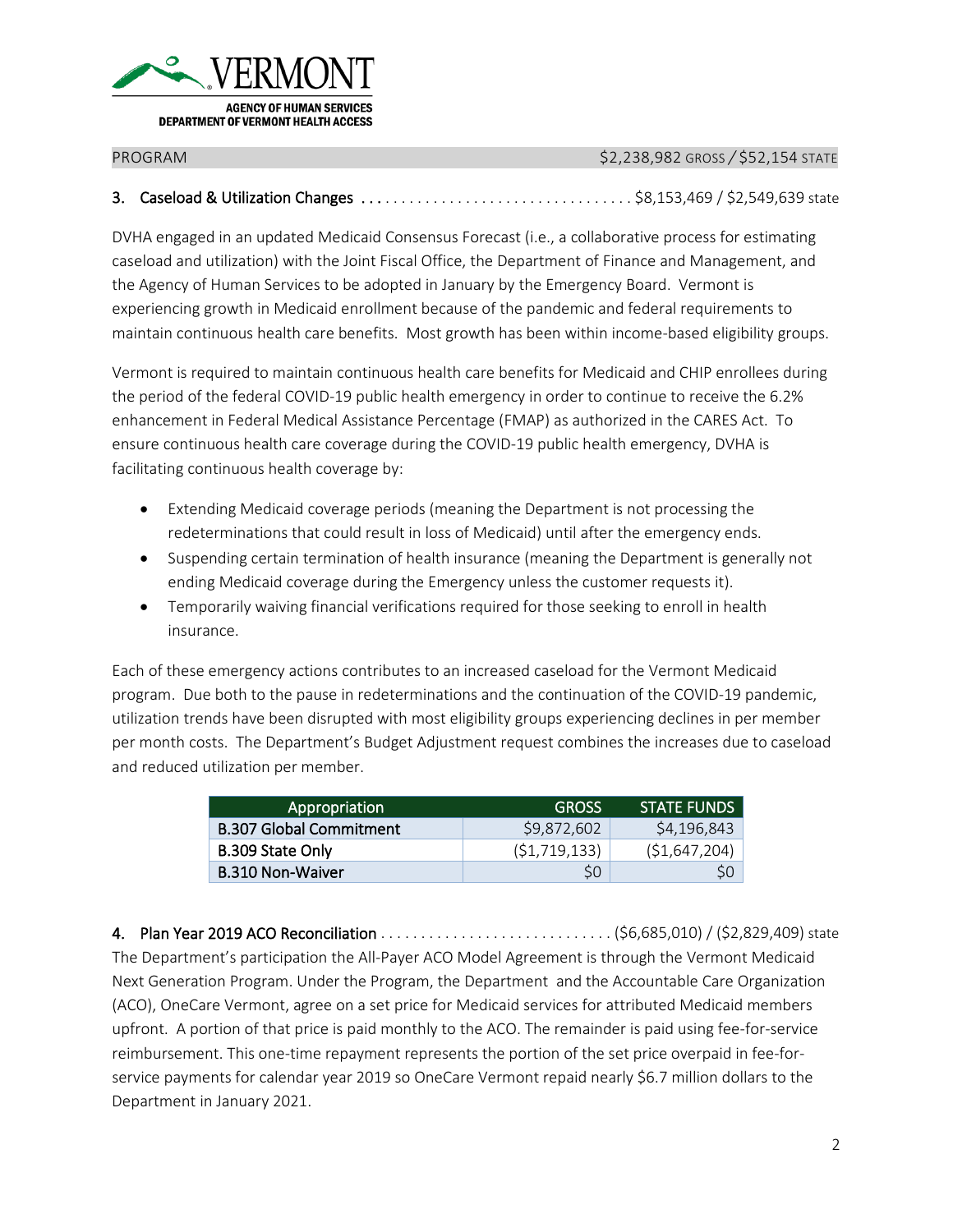VERMONT

AGENCY OF HUMAN SERVICES
DEPARTMENT OF VERMONT HEALTH ACCESS

PROGRAM $2,238,982 GROSS / $52,154 STATE

**3. Caseload & Utilization Changes** . . . . . . . . . . . . . . . . . . . . . . . . . . . . . . . . . . $8,153,469 / $2,549,639 state

DVHA engaged in an updated Medicaid Consensus Forecast (i.e., a collaborative process for estimating caseload and utilization) with the Joint Fiscal Office, the Department of Finance and Management, and the Agency of Human Services to be adopted in January by the Emergency Board. Vermont is experiencing growth in Medicaid enrollment because of the pandemic and federal requirements to maintain continuous health care benefits. Most growth has been within income-based eligibility groups.

Vermont is required to maintain continuous health care benefits for Medicaid and CHIP enrollees during the period of the federal COVID-19 public health emergency in order to continue to receive the 6.2% enhancement in Federal Medical Assistance Percentage (FMAP) as authorized in the CARES Act. To ensure continuous health care coverage during the COVID-19 public health emergency, DVHA is facilitating continuous health coverage by:

- Extending Medicaid coverage periods (meaning the Department is not processing the redeterminations that could result in loss of Medicaid) until after the emergency ends.
- Suspending certain termination of health insurance (meaning the Department is generally not ending Medicaid coverage during the Emergency unless the customer requests it).
- Temporarily waiving financial verifications required for those seeking to enroll in health insurance.

Each of these emergency actions contributes to an increased caseload for the Vermont Medicaid program. Due both to the pause in redeterminations and the continuation of the COVID-19 pandemic, utilization trends have been disrupted with most eligibility groups experiencing declines in per member per month costs. The Department's Budget Adjustment request combines the increases due to caseload and reduced utilization per member.

| Appropriation | GROSS | STATE FUNDS |
|---|---|---|
| B.307 Global Commitment | $9,872,602 | $4,196,843 |
| B.309 State Only | ($1,719,133) | ($1,647,204) |
| B.310 Non-Waiver | $0 | $0 |

**4. Plan Year 2019 ACO Reconciliation** . . . . . . . . . . . . . . . . . . . . . . . . . . . . . ($6,685,010) / ($2,829,409) state

The Department's participation the All-Payer ACO Model Agreement is through the Vermont Medicaid Next Generation Program. Under the Program, the Department and the Accountable Care Organization (ACO), OneCare Vermont, agree on a set price for Medicaid services for attributed Medicaid members upfront. A portion of that price is paid monthly to the ACO. The remainder is paid using fee-for-service reimbursement. This one-time repayment represents the portion of the set price overpaid in fee-for-service payments for calendar year 2019 so OneCare Vermont repaid nearly $6.7 million dollars to the Department in January 2021.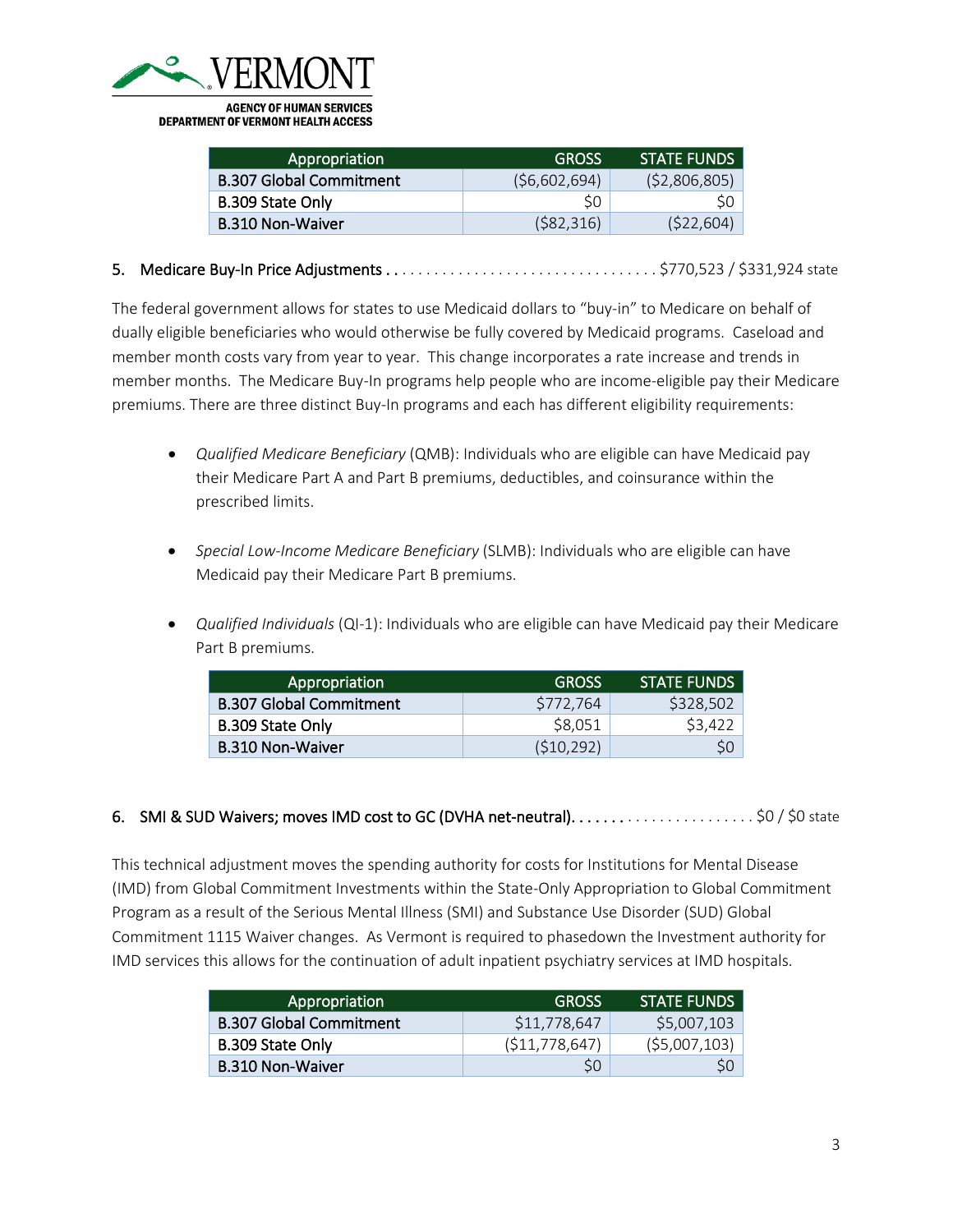| Appropriation | GROSS | STATE FUNDS |
|---|---|---|
| B.307 Global Commitment | ($6,602,694) | ($2,806,805) |
| B.309 State Only | $0 | $0 |
| B.310 Non-Waiver | ($82,316) | ($22,604) |

5. Medicare Buy-In Price Adjustments . . . . . . . . . . . . . . . . . . . . . . . . . . . . . . . . . $770,523 / $331,924 state

The federal government allows for states to use Medicaid dollars to "buy-in" to Medicare on behalf of dually eligible beneficiaries who would otherwise be fully covered by Medicaid programs. Caseload and member month costs vary from year to year. This change incorporates a rate increase and trends in member months. The Medicare Buy-In programs help people who are income-eligible pay their Medicare premiums. There are three distinct Buy-In programs and each has different eligibility requirements:

- *Qualified Medicare Beneficiary* (QMB): Individuals who are eligible can have Medicaid pay their Medicare Part A and Part B premiums, deductibles, and coinsurance within the prescribed limits.

- *Special Low-Income Medicare Beneficiary* (SLMB): Individuals who are eligible can have Medicaid pay their Medicare Part B premiums.

- *Qualified Individuals* (QI-1): Individuals who are eligible can have Medicaid pay their Medicare Part B premiums.

| Appropriation | GROSS | STATE FUNDS |
|---|---|---|
| B.307 Global Commitment | $772,764 | $328,502 |
| B.309 State Only | $8,051 | $3,422 |
| B.310 Non-Waiver | ($10,292) | $0 |

6. SMI & SUD Waivers; moves IMD cost to GC (DVHA net-neutral). . . . . . . . . . . . . . . . . . . . . . . . . $0 / $0 state

This technical adjustment moves the spending authority for costs for Institutions for Mental Disease (IMD) from Global Commitment Investments within the State-Only Appropriation to Global Commitment Program as a result of the Serious Mental Illness (SMI) and Substance Use Disorder (SUD) Global Commitment 1115 Waiver changes. As Vermont is required to phasedown the Investment authority for IMD services this allows for the continuation of adult inpatient psychiatry services at IMD hospitals.

| Appropriation | GROSS | STATE FUNDS |
|---|---|---|
| B.307 Global Commitment | $11,778,647 | $5,007,103 |
| B.309 State Only | ($11,778,647) | ($5,007,103) |
| B.310 Non-Waiver | $0 | $0 |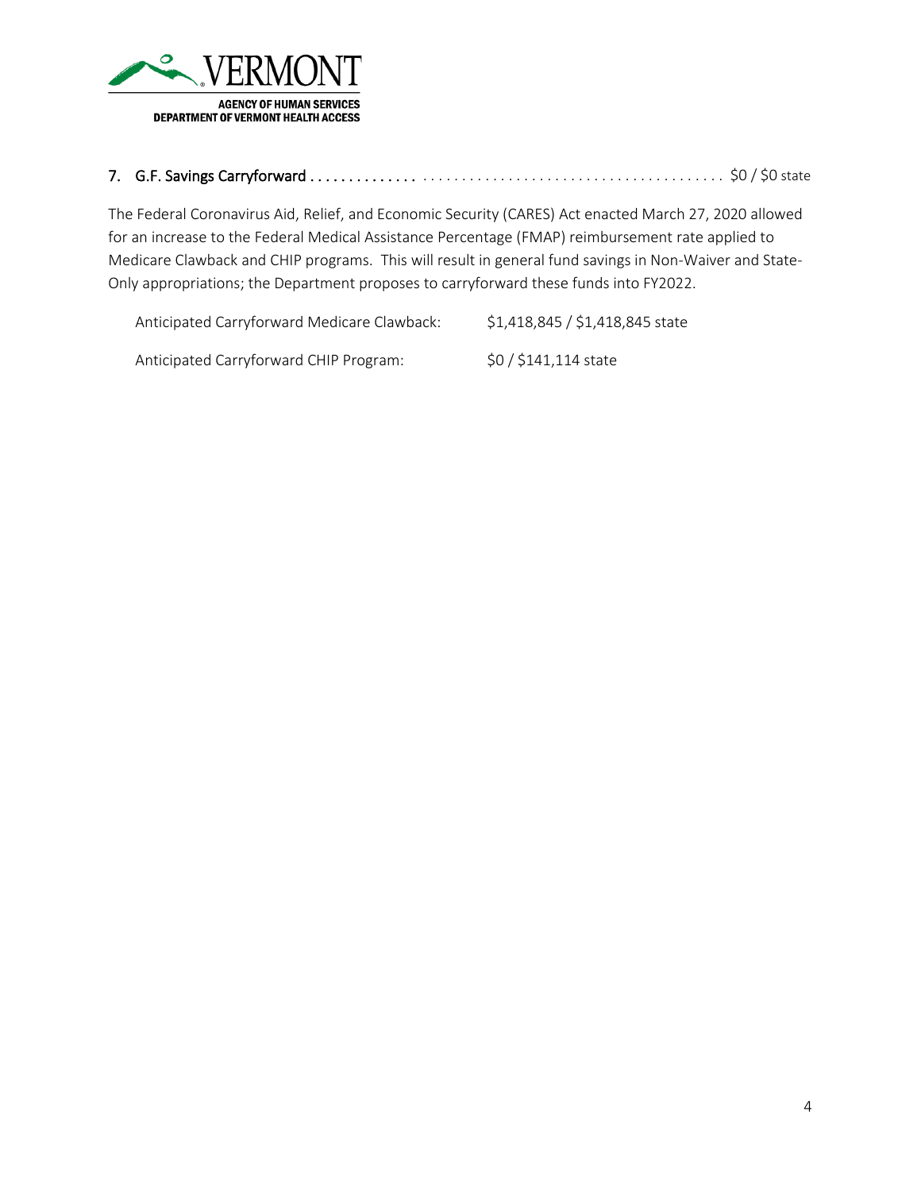VERMONT

AGENCY OF HUMAN SERVICES
DEPARTMENT OF VERMONT HEALTH ACCESS

**7. G.F. Savings Carryforward** . . . . . . . . . . . . . . . . . . . . . . . . . . . . . . . . . . . . . . . . . . . . . . . . . . . . . $0 / $0 state

The Federal Coronavirus Aid, Relief, and Economic Security (CARES) Act enacted March 27, 2020 allowed for an increase to the Federal Medical Assistance Percentage (FMAP) reimbursement rate applied to Medicare Clawback and CHIP programs. This will result in general fund savings in Non-Waiver and State-Only appropriations; the Department proposes to carryforward these funds into FY2022.

| | |
|---|---|
| Anticipated Carryforward Medicare Clawback: | $1,418,845 / $1,418,845 state |
| Anticipated Carryforward CHIP Program: | $0 / $141,114 state |